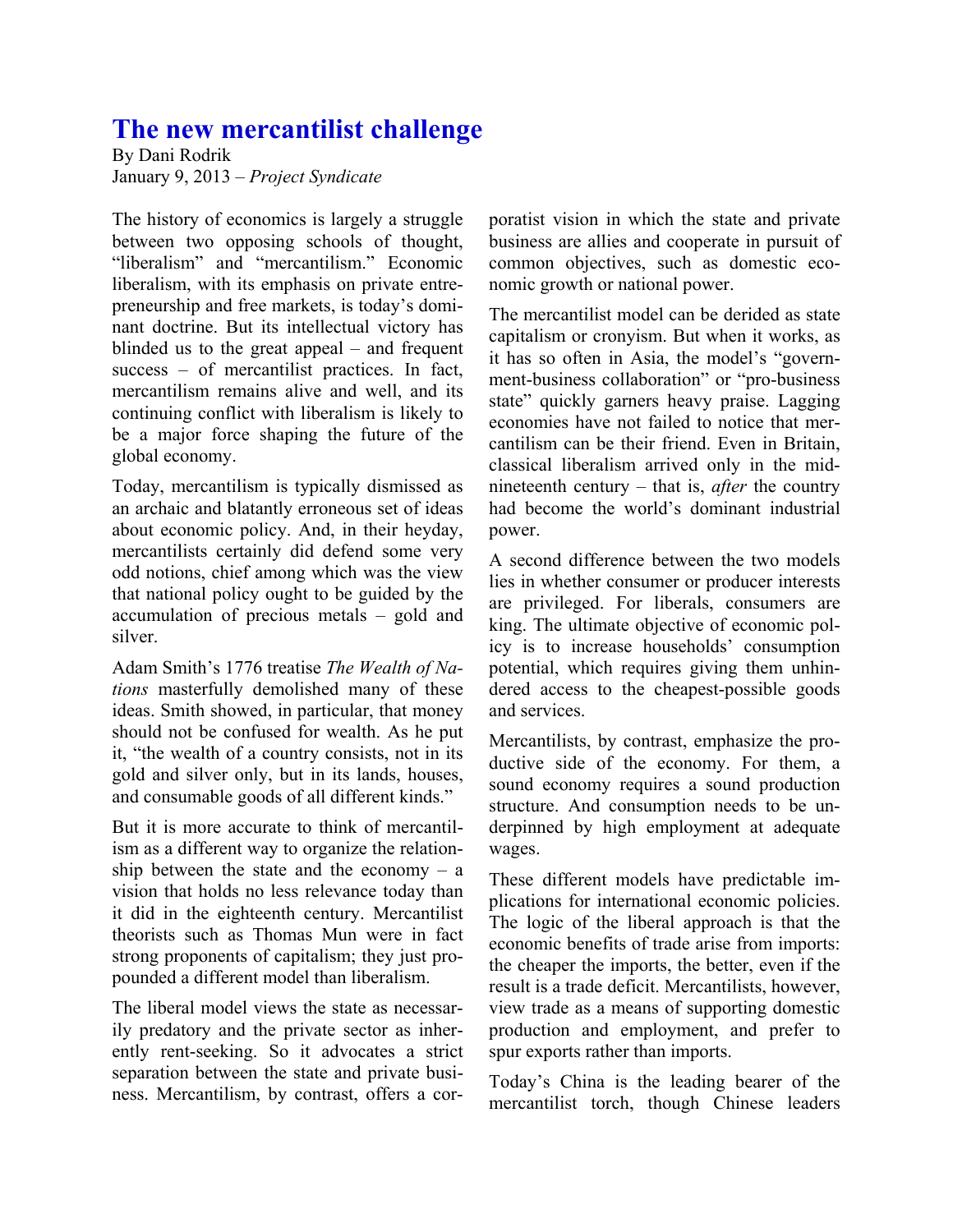# The new mercantilist challenge

By Dani Rodrik
January 9, 2013 – *Project Syndicate*

The history of economics is largely a struggle between two opposing schools of thought, "liberalism" and "mercantilism." Economic liberalism, with its emphasis on private entrepreneurship and free markets, is today's dominant doctrine. But its intellectual victory has blinded us to the great appeal – and frequent success – of mercantilist practices. In fact, mercantilism remains alive and well, and its continuing conflict with liberalism is likely to be a major force shaping the future of the global economy.

Today, mercantilism is typically dismissed as an archaic and blatantly erroneous set of ideas about economic policy. And, in their heyday, mercantilists certainly did defend some very odd notions, chief among which was the view that national policy ought to be guided by the accumulation of precious metals – gold and silver.

Adam Smith's 1776 treatise *The Wealth of Nations* masterfully demolished many of these ideas. Smith showed, in particular, that money should not be confused for wealth. As he put it, "the wealth of a country consists, not in its gold and silver only, but in its lands, houses, and consumable goods of all different kinds."

But it is more accurate to think of mercantilism as a different way to organize the relationship between the state and the economy – a vision that holds no less relevance today than it did in the eighteenth century. Mercantilist theorists such as Thomas Mun were in fact strong proponents of capitalism; they just propounded a different model than liberalism.

The liberal model views the state as necessarily predatory and the private sector as inherently rent-seeking. So it advocates a strict separation between the state and private business. Mercantilism, by contrast, offers a corporatist vision in which the state and private business are allies and cooperate in pursuit of common objectives, such as domestic economic growth or national power.

The mercantilist model can be derided as state capitalism or cronyism. But when it works, as it has so often in Asia, the model's "government-business collaboration" or "pro-business state" quickly garners heavy praise. Lagging economies have not failed to notice that mercantilism can be their friend. Even in Britain, classical liberalism arrived only in the mid-nineteenth century – that is, *after* the country had become the world's dominant industrial power.

A second difference between the two models lies in whether consumer or producer interests are privileged. For liberals, consumers are king. The ultimate objective of economic policy is to increase households' consumption potential, which requires giving them unhindered access to the cheapest-possible goods and services.

Mercantilists, by contrast, emphasize the productive side of the economy. For them, a sound economy requires a sound production structure. And consumption needs to be underpinned by high employment at adequate wages.

These different models have predictable implications for international economic policies. The logic of the liberal approach is that the economic benefits of trade arise from imports: the cheaper the imports, the better, even if the result is a trade deficit. Mercantilists, however, view trade as a means of supporting domestic production and employment, and prefer to spur exports rather than imports.

Today's China is the leading bearer of the mercantilist torch, though Chinese leaders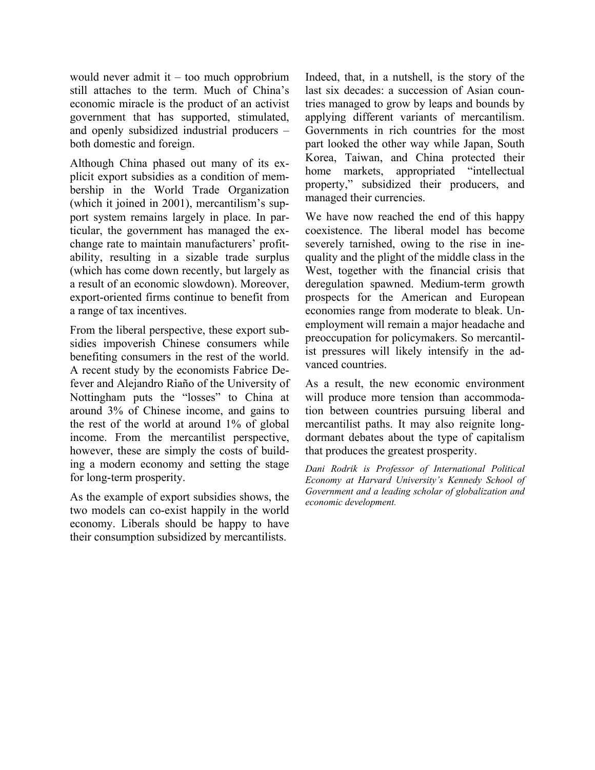would never admit it – too much opprobrium still attaches to the term. Much of China's economic miracle is the product of an activist government that has supported, stimulated, and openly subsidized industrial producers – both domestic and foreign.

Although China phased out many of its explicit export subsidies as a condition of membership in the World Trade Organization (which it joined in 2001), mercantilism's support system remains largely in place. In particular, the government has managed the exchange rate to maintain manufacturers' profitability, resulting in a sizable trade surplus (which has come down recently, but largely as a result of an economic slowdown). Moreover, export-oriented firms continue to benefit from a range of tax incentives.

From the liberal perspective, these export subsidies impoverish Chinese consumers while benefiting consumers in the rest of the world. A recent study by the economists Fabrice Defever and Alejandro Riaño of the University of Nottingham puts the "losses" to China at around 3% of Chinese income, and gains to the rest of the world at around 1% of global income. From the mercantilist perspective, however, these are simply the costs of building a modern economy and setting the stage for long-term prosperity.

As the example of export subsidies shows, the two models can co-exist happily in the world economy. Liberals should be happy to have their consumption subsidized by mercantilists.

Indeed, that, in a nutshell, is the story of the last six decades: a succession of Asian countries managed to grow by leaps and bounds by applying different variants of mercantilism. Governments in rich countries for the most part looked the other way while Japan, South Korea, Taiwan, and China protected their home markets, appropriated "intellectual property," subsidized their producers, and managed their currencies.

We have now reached the end of this happy coexistence. The liberal model has become severely tarnished, owing to the rise in inequality and the plight of the middle class in the West, together with the financial crisis that deregulation spawned. Medium-term growth prospects for the American and European economies range from moderate to bleak. Unemployment will remain a major headache and preoccupation for policymakers. So mercantilist pressures will likely intensify in the advanced countries.

As a result, the new economic environment will produce more tension than accommodation between countries pursuing liberal and mercantilist paths. It may also reignite long-dormant debates about the type of capitalism that produces the greatest prosperity.

*Dani Rodrik is Professor of International Political Economy at Harvard University's Kennedy School of Government and a leading scholar of globalization and economic development.*